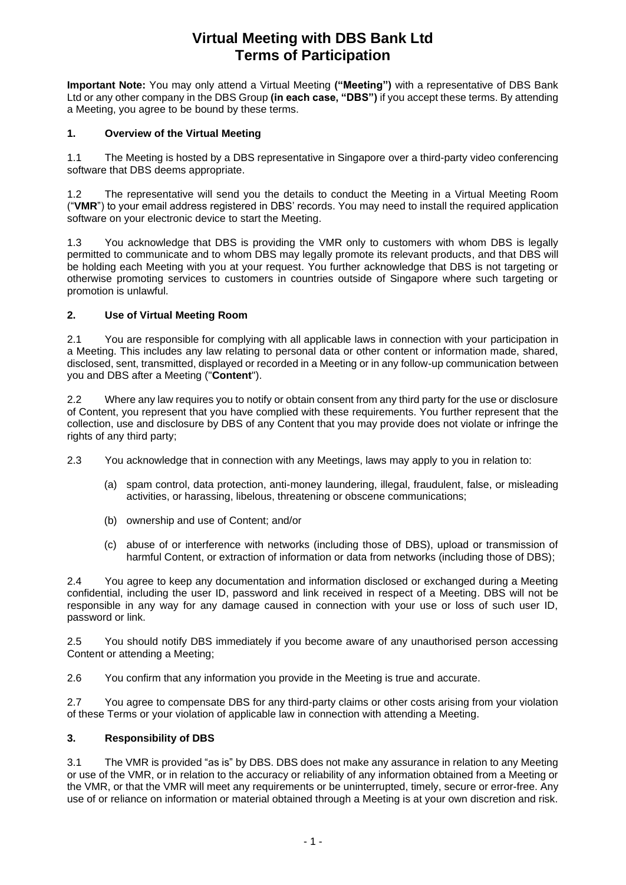# Virtual Meeting with DBS Bank Ltd
# Terms of Participation

**Important Note:** You may only attend a Virtual Meeting **("Meeting")** with a representative of DBS Bank Ltd or any other company in the DBS Group **(in each case, "DBS")** if you accept these terms. By attending a Meeting, you agree to be bound by these terms.

### 1. Overview of the Virtual Meeting

1.1 The Meeting is hosted by a DBS representative in Singapore over a third-party video conferencing software that DBS deems appropriate.

1.2 The representative will send you the details to conduct the Meeting in a Virtual Meeting Room ("**VMR**") to your email address registered in DBS' records. You may need to install the required application software on your electronic device to start the Meeting.

1.3 You acknowledge that DBS is providing the VMR only to customers with whom DBS is legally permitted to communicate and to whom DBS may legally promote its relevant products, and that DBS will be holding each Meeting with you at your request. You further acknowledge that DBS is not targeting or otherwise promoting services to customers in countries outside of Singapore where such targeting or promotion is unlawful.

### 2. Use of Virtual Meeting Room

2.1 You are responsible for complying with all applicable laws in connection with your participation in a Meeting. This includes any law relating to personal data or other content or information made, shared, disclosed, sent, transmitted, displayed or recorded in a Meeting or in any follow-up communication between you and DBS after a Meeting ("**Content**").

2.2 Where any law requires you to notify or obtain consent from any third party for the use or disclosure of Content, you represent that you have complied with these requirements. You further represent that the collection, use and disclosure by DBS of any Content that you may provide does not violate or infringe the rights of any third party;

2.3 You acknowledge that in connection with any Meetings, laws may apply to you in relation to:

(a) spam control, data protection, anti-money laundering, illegal, fraudulent, false, or misleading activities, or harassing, libelous, threatening or obscene communications;

(b) ownership and use of Content; and/or

(c) abuse of or interference with networks (including those of DBS), upload or transmission of harmful Content, or extraction of information or data from networks (including those of DBS);

2.4 You agree to keep any documentation and information disclosed or exchanged during a Meeting confidential, including the user ID, password and link received in respect of a Meeting. DBS will not be responsible in any way for any damage caused in connection with your use or loss of such user ID, password or link.

2.5 You should notify DBS immediately if you become aware of any unauthorised person accessing Content or attending a Meeting;

2.6 You confirm that any information you provide in the Meeting is true and accurate.

2.7 You agree to compensate DBS for any third-party claims or other costs arising from your violation of these Terms or your violation of applicable law in connection with attending a Meeting.

### 3. Responsibility of DBS

3.1 The VMR is provided "as is" by DBS. DBS does not make any assurance in relation to any Meeting or use of the VMR, or in relation to the accuracy or reliability of any information obtained from a Meeting or the VMR, or that the VMR will meet any requirements or be uninterrupted, timely, secure or error-free. Any use of or reliance on information or material obtained through a Meeting is at your own discretion and risk.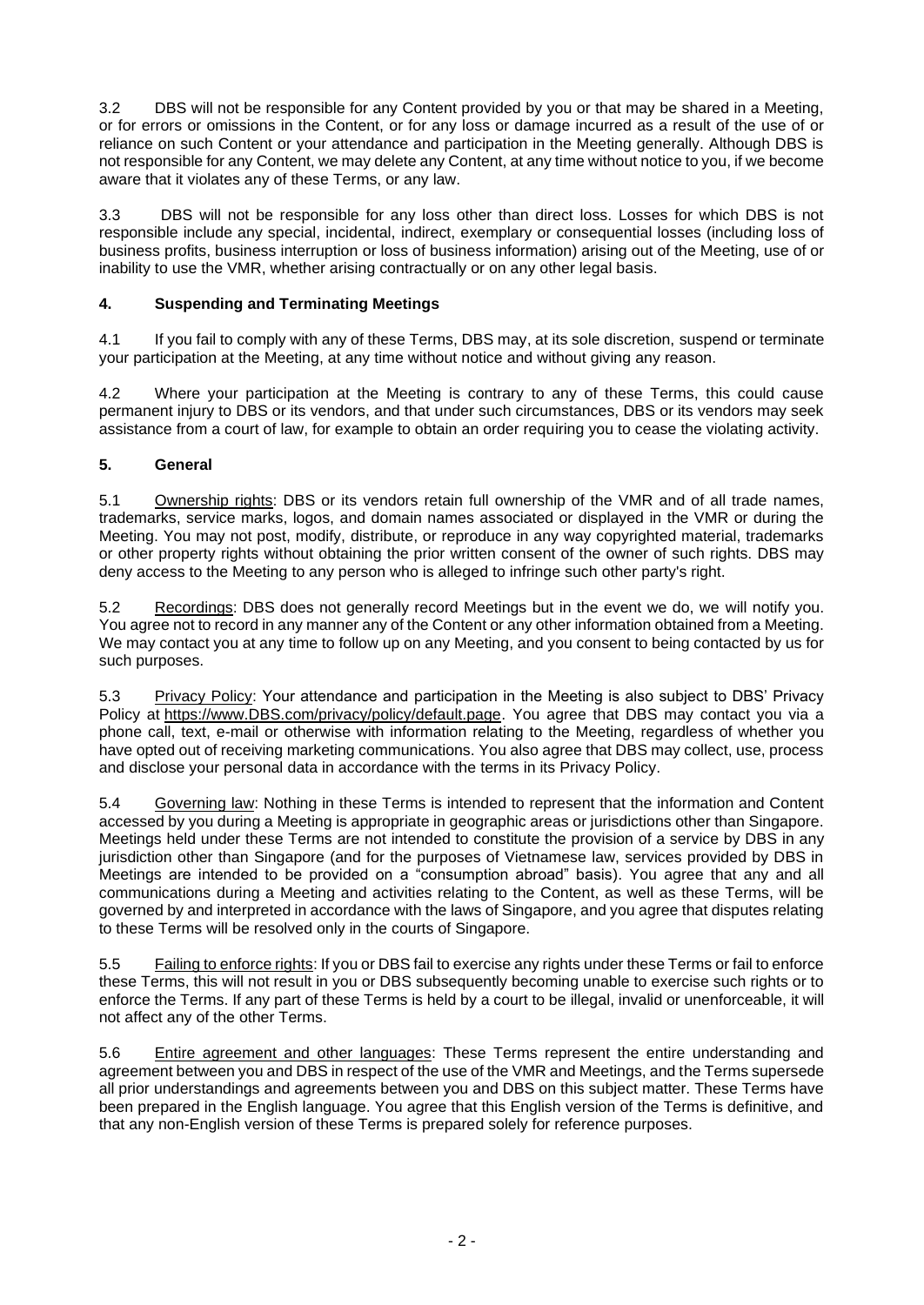3.2 DBS will not be responsible for any Content provided by you or that may be shared in a Meeting, or for errors or omissions in the Content, or for any loss or damage incurred as a result of the use of or reliance on such Content or your attendance and participation in the Meeting generally. Although DBS is not responsible for any Content, we may delete any Content, at any time without notice to you, if we become aware that it violates any of these Terms, or any law.

3.3 DBS will not be responsible for any loss other than direct loss. Losses for which DBS is not responsible include any special, incidental, indirect, exemplary or consequential losses (including loss of business profits, business interruption or loss of business information) arising out of the Meeting, use of or inability to use the VMR, whether arising contractually or on any other legal basis.

## 4. Suspending and Terminating Meetings

4.1 If you fail to comply with any of these Terms, DBS may, at its sole discretion, suspend or terminate your participation at the Meeting, at any time without notice and without giving any reason.

4.2 Where your participation at the Meeting is contrary to any of these Terms, this could cause permanent injury to DBS or its vendors, and that under such circumstances, DBS or its vendors may seek assistance from a court of law, for example to obtain an order requiring you to cease the violating activity.

## 5. General

5.1 Ownership rights: DBS or its vendors retain full ownership of the VMR and of all trade names, trademarks, service marks, logos, and domain names associated or displayed in the VMR or during the Meeting. You may not post, modify, distribute, or reproduce in any way copyrighted material, trademarks or other property rights without obtaining the prior written consent of the owner of such rights. DBS may deny access to the Meeting to any person who is alleged to infringe such other party's right.

5.2 Recordings: DBS does not generally record Meetings but in the event we do, we will notify you. You agree not to record in any manner any of the Content or any other information obtained from a Meeting. We may contact you at any time to follow up on any Meeting, and you consent to being contacted by us for such purposes.

5.3 Privacy Policy: Your attendance and participation in the Meeting is also subject to DBS' Privacy Policy at https://www.DBS.com/privacy/policy/default.page. You agree that DBS may contact you via a phone call, text, e-mail or otherwise with information relating to the Meeting, regardless of whether you have opted out of receiving marketing communications. You also agree that DBS may collect, use, process and disclose your personal data in accordance with the terms in its Privacy Policy.

5.4 Governing law: Nothing in these Terms is intended to represent that the information and Content accessed by you during a Meeting is appropriate in geographic areas or jurisdictions other than Singapore. Meetings held under these Terms are not intended to constitute the provision of a service by DBS in any jurisdiction other than Singapore (and for the purposes of Vietnamese law, services provided by DBS in Meetings are intended to be provided on a "consumption abroad" basis). You agree that any and all communications during a Meeting and activities relating to the Content, as well as these Terms, will be governed by and interpreted in accordance with the laws of Singapore, and you agree that disputes relating to these Terms will be resolved only in the courts of Singapore.

5.5 Failing to enforce rights: If you or DBS fail to exercise any rights under these Terms or fail to enforce these Terms, this will not result in you or DBS subsequently becoming unable to exercise such rights or to enforce the Terms. If any part of these Terms is held by a court to be illegal, invalid or unenforceable, it will not affect any of the other Terms.

5.6 Entire agreement and other languages: These Terms represent the entire understanding and agreement between you and DBS in respect of the use of the VMR and Meetings, and the Terms supersede all prior understandings and agreements between you and DBS on this subject matter. These Terms have been prepared in the English language. You agree that this English version of the Terms is definitive, and that any non-English version of these Terms is prepared solely for reference purposes.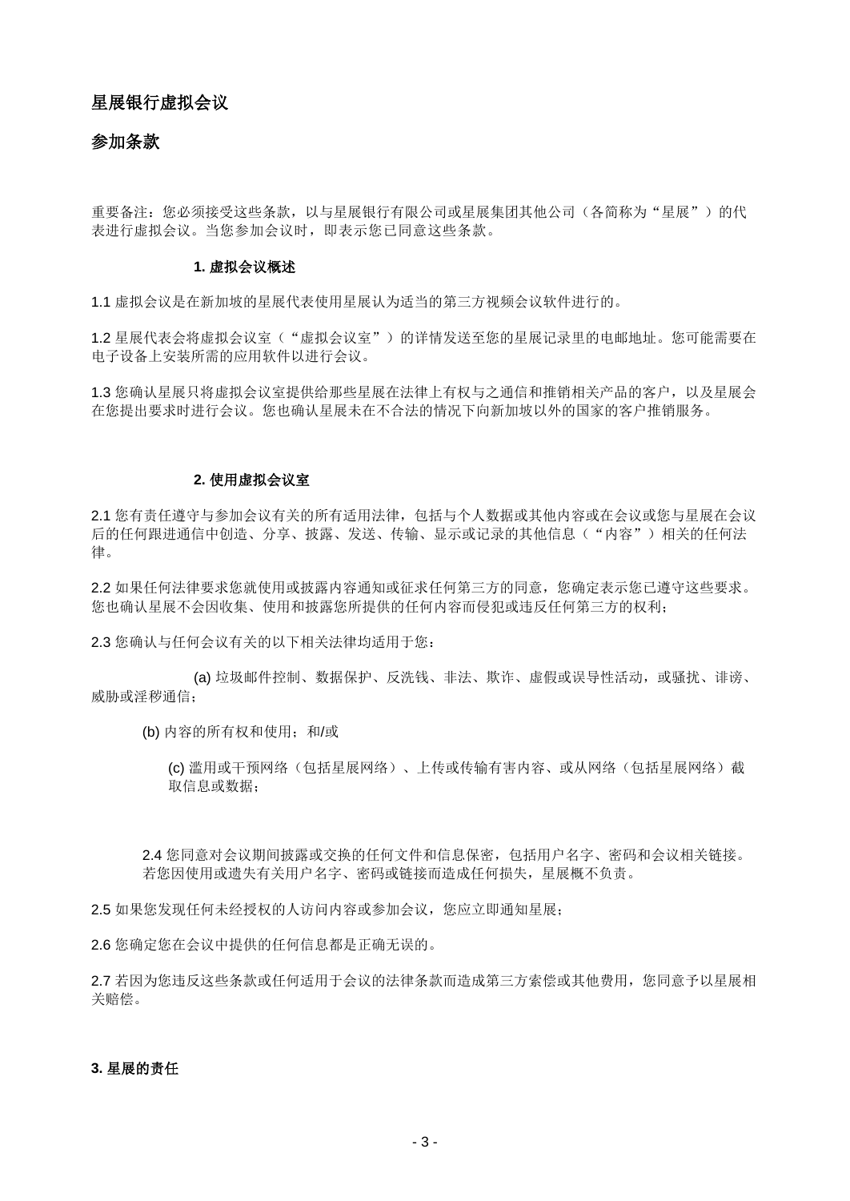## 星展银行虚拟会议

## 参加条款

重要备注：您必须接受这些条款，以与星展银行有限公司或星展集团其他公司（各简称为“星展”）的代表进行虚拟会议。当您参加会议时，即表示您已同意这些条款。

### 1. 虚拟会议概述

1.1 虚拟会议是在新加坡的星展代表使用星展认为适当的第三方视频会议软件进行的。

1.2 星展代表会将虚拟会议室（“虚拟会议室”）的详情发送至您的星展记录里的电邮地址。您可能需要在电子设备上安装所需的应用软件以进行会议。

1.3 您确认星展只将虚拟会议室提供给那些星展在法律上有权与之通信和推销相关产品的客户，以及星展会在您提出要求时进行会议。您也确认星展未在不合法的情况下向新加坡以外的国家的客户推销服务。

### 2. 使用虚拟会议室

2.1 您有责任遵守与参加会议有关的所有适用法律，包括与个人数据或其他内容或在会议或您与星展在会议后的任何跟进通信中创造、分享、披露、发送、传输、显示或记录的其他信息（“内容”）相关的任何法律。

2.2 如果任何法律要求您就使用或披露内容通知或征求任何第三方的同意，您确定表示您已遵守这些要求。您也确认星展不会因收集、使用和披露您所提供的任何内容而侵犯或违反任何第三方的权利；

2.3 您确认与任何会议有关的以下相关法律均适用于您：

(a) 垃圾邮件控制、数据保护、反洗钱、非法、欺诈、虚假或误导性活动，或骚扰、诽谤、威胁或淫秽通信；

(b) 内容的所有权和使用；和/或

(c) 滥用或干预网络（包括星展网络）、上传或传输有害内容、或从网络（包括星展网络）截取信息或数据；

2.4 您同意对会议期间披露或交换的任何文件和信息保密，包括用户名字、密码和会议相关链接。若您因使用或遗失有关用户名字、密码或链接而造成任何损失，星展概不负责。

2.5 如果您发现任何未经授权的人访问内容或参加会议，您应立即通知星展；

2.6 您确定您在会议中提供的任何信息都是正确无误的。

2.7 若因为您违反这些条款或任何适用于会议的法律条款而造成第三方索偿或其他费用，您同意予以星展相关赔偿。

### 3. 星展的责任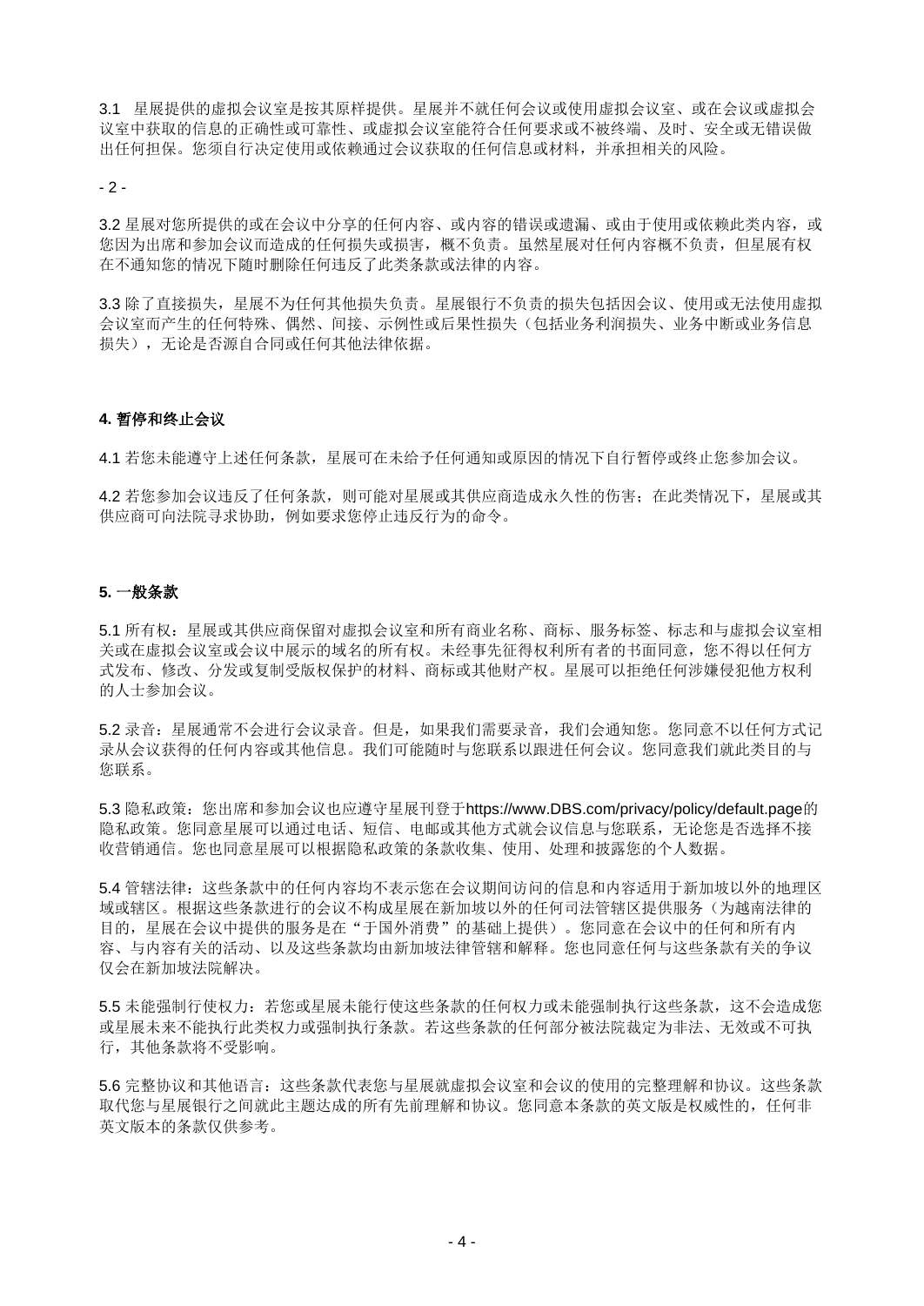3.1 星展提供的虚拟会议室是按其原样提供。星展并不就任何会议或使用虚拟会议室、或在会议或虚拟会议室中获取的信息的正确性或可靠性、或虚拟会议室能符合任何要求或不被终端、及时、安全或无错误做出任何担保。您须自行决定使用或依赖通过会议获取的任何信息或材料，并承担相关的风险。

3.2 星展对您所提供的或在会议中分享的任何内容、或内容的错误或遗漏、或由于使用或依赖此类内容，或您因为出席和参加会议而造成的任何损失或损害，概不负责。虽然星展对任何内容概不负责，但星展有权在不通知您的情况下随时删除任何违反了此类条款或法律的内容。

3.3 除了直接损失，星展不为任何其他损失负责。星展银行不负责的损失包括因会议、使用或无法使用虚拟会议室而产生的任何特殊、偶然、间接、示例性或后果性损失（包括业务利润损失、业务中断或业务信息损失），无论是否源自合同或任何其他法律依据。

**4. 暂停和终止会议**

4.1 若您未能遵守上述任何条款，星展可在未给予任何通知或原因的情况下自行暂停或终止您参加会议。

4.2 若您参加会议违反了任何条款，则可能对星展或其供应商造成永久性的伤害；在此类情况下，星展或其供应商可向法院寻求协助，例如要求您停止违反行为的命令。

**5. 一般条款**

5.1 所有权：星展或其供应商保留对虚拟会议室和所有商业名称、商标、服务标签、标志和与虚拟会议室相关或在虚拟会议室或会议中展示的域名的所有权。未经事先征得权利所有者的书面同意，您不得以任何方式发布、修改、分发或复制受版权保护的材料、商标或其他财产权。星展可以拒绝任何涉嫌侵犯他方权利的人士参加会议。

5.2 录音：星展通常不会进行会议录音。但是，如果我们需要录音，我们会通知您。您同意不以任何方式记录从会议获得的任何内容或其他信息。我们可能随时与您联系以跟进任何会议。您同意我们就此类目的与您联系。

5.3 隐私政策：您出席和参加会议也应遵守星展刊登于https://www.DBS.com/privacy/policy/default.page的隐私政策。您同意星展可以通过电话、短信、电邮或其他方式就会议信息与您联系，无论您是否选择不接收营销通信。您也同意星展可以根据隐私政策的条款收集、使用、处理和披露您的个人数据。

5.4 管辖法律：这些条款中的任何内容均不表示您在会议期间访问的信息和内容适用于新加坡以外的地理区域或辖区。根据这些条款进行的会议不构成星展在新加坡以外的任何司法管辖区提供服务（为越南法律的目的，星展在会议中提供的服务是在"于国外消费"的基础上提供）。您同意在会议中的任何和所有内容、与内容有关的活动、以及这些条款均由新加坡法律管辖和解释。您也同意任何与这些条款有关的争议仅会在新加坡法院解决。

5.5 未能强制行使权力：若您或星展未能行使这些条款的任何权力或未能强制执行这些条款，这不会造成您或星展未来不能执行此类权力或强制执行条款。若这些条款的任何部分被法院裁定为非法、无效或不可执行，其他条款将不受影响。

5.6 完整协议和其他语言：这些条款代表您与星展就虚拟会议室和会议的使用的完整理解和协议。这些条款取代您与星展银行之间就此主题达成的所有先前理解和协议。您同意本条款的英文版是权威性的，任何非英文版本的条款仅供参考。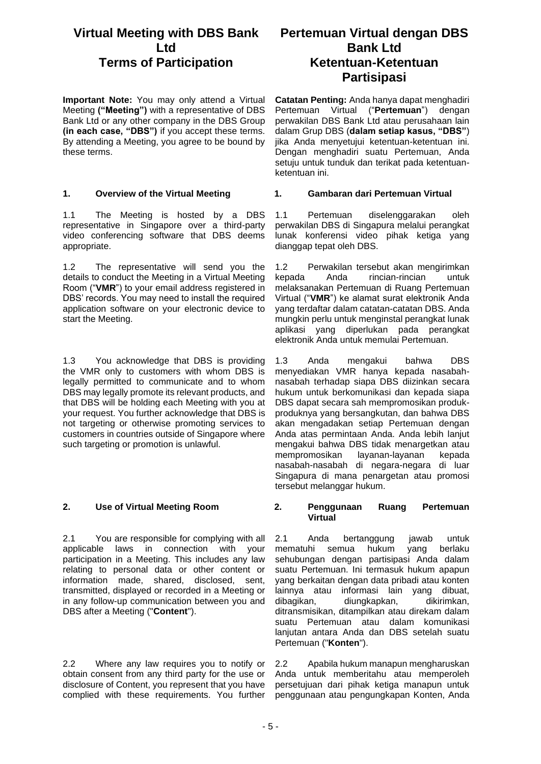# Virtual Meeting with DBS Bank Ltd Terms of Participation

**Important Note:** You may only attend a Virtual Meeting **("Meeting")** with a representative of DBS Bank Ltd or any other company in the DBS Group **(in each case, "DBS")** if you accept these terms. By attending a Meeting, you agree to be bound by these terms.

## 1. Overview of the Virtual Meeting

1.1 The Meeting is hosted by a DBS representative in Singapore over a third-party video conferencing software that DBS deems appropriate.

1.2 The representative will send you the details to conduct the Meeting in a Virtual Meeting Room ("**VMR**") to your email address registered in DBS' records. You may need to install the required application software on your electronic device to start the Meeting.

1.3 You acknowledge that DBS is providing the VMR only to customers with whom DBS is legally permitted to communicate and to whom DBS may legally promote its relevant products, and that DBS will be holding each Meeting with you at your request. You further acknowledge that DBS is not targeting or otherwise promoting services to customers in countries outside of Singapore where such targeting or promotion is unlawful.

## 2. Use of Virtual Meeting Room

2.1 You are responsible for complying with all applicable laws in connection with your participation in a Meeting. This includes any law relating to personal data or other content or information made, shared, disclosed, sent, transmitted, displayed or recorded in a Meeting or in any follow-up communication between you and DBS after a Meeting ("**Content**").

2.2 Where any law requires you to notify or obtain consent from any third party for the use or disclosure of Content, you represent that you have complied with these requirements. You further

# Pertemuan Virtual dengan DBS Bank Ltd Ketentuan-Ketentuan Partisipasi

**Catatan Penting:** Anda hanya dapat menghadiri Pertemuan Virtual ("**Pertemuan**") dengan perwakilan DBS Bank Ltd atau perusahaan lain dalam Grup DBS (**dalam setiap kasus, "DBS"**) jika Anda menyetujui ketentuan-ketentuan ini. Dengan menghadiri suatu Pertemuan, Anda setuju untuk tunduk dan terikat pada ketentuan-ketentuan ini.

## 1. Gambaran dari Pertemuan Virtual

1.1 Pertemuan diselenggarakan oleh perwakilan DBS di Singapura melalui perangkat lunak konferensi video pihak ketiga yang dianggap tepat oleh DBS.

1.2 Perwakilan tersebut akan mengirimkan kepada Anda rincian-rincian untuk melaksanakan Pertemuan di Ruang Pertemuan Virtual ("**VMR**") ke alamat surat elektronik Anda yang terdaftar dalam catatan-catatan DBS. Anda mungkin perlu untuk menginstal perangkat lunak aplikasi yang diperlukan pada perangkat elektronik Anda untuk memulai Pertemuan.

1.3 Anda mengakui bahwa DBS menyediakan VMR hanya kepada nasabah-nasabah terhadap siapa DBS diizinkan secara hukum untuk berkomunikasi dan kepada siapa DBS dapat secara sah mempromosikan produk-produknya yang bersangkutan, dan bahwa DBS akan mengadakan setiap Pertemuan dengan Anda atas permintaan Anda. Anda lebih lanjut mengakui bahwa DBS tidak menargetkan atau mempromosikan layanan-layanan kepada nasabah-nasabah di negara-negara di luar Singapura di mana penargetan atau promosi tersebut melanggar hukum.

## 2. Penggunaan Ruang Pertemuan Virtual

2.1 Anda bertanggung jawab untuk mematuhi semua hukum yang berlaku sehubungan dengan partisipasi Anda dalam suatu Pertemuan. Ini termasuk hukum apapun yang berkaitan dengan data pribadi atau konten lainnya atau informasi lain yang dibuat, dibagikan, diungkapkan, dikirimkan, ditransmisikan, ditampilkan atau direkam dalam suatu Pertemuan atau dalam komunikasi lanjutan antara Anda dan DBS setelah suatu Pertemuan ("**Konten**").

2.2 Apabila hukum manapun mengharuskan Anda untuk memberitahu atau memperoleh persetujuan dari pihak ketiga manapun untuk penggunaan atau pengungkapan Konten, Anda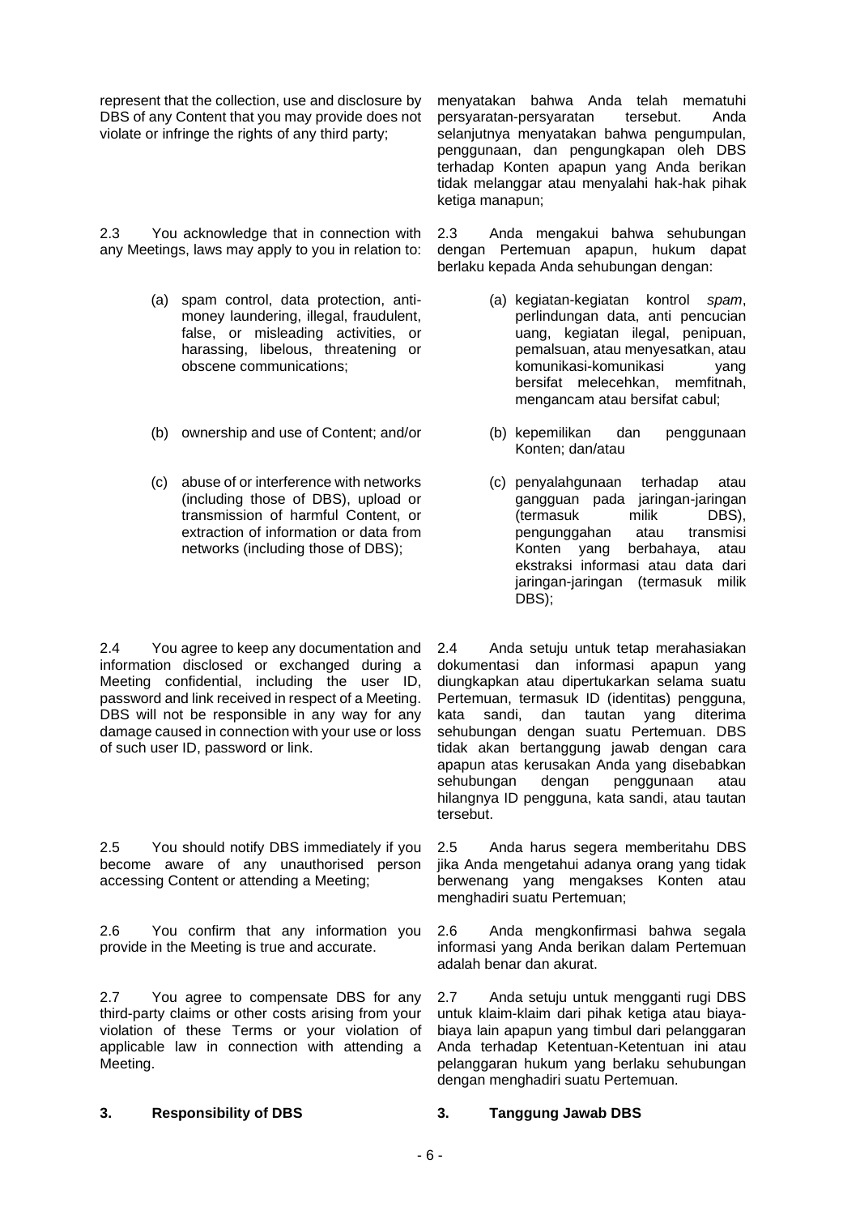represent that the collection, use and disclosure by DBS of any Content that you may provide does not violate or infringe the rights of any third party;

menyatakan bahwa Anda telah mematuhi persyaratan-persyaratan tersebut. Anda selanjutnya menyatakan bahwa pengumpulan, penggunaan, dan pengungkapan oleh DBS terhadap Konten apapun yang Anda berikan tidak melanggar atau menyalahi hak-hak pihak ketiga manapun;

2.3 You acknowledge that in connection with any Meetings, laws may apply to you in relation to:

(a) spam control, data protection, anti-money laundering, illegal, fraudulent, false, or misleading activities, or harassing, libelous, threatening or obscene communications;

(b) ownership and use of Content; and/or

(c) abuse of or interference with networks (including those of DBS), upload or transmission of harmful Content, or extraction of information or data from networks (including those of DBS);

2.3 Anda mengakui bahwa sehubungan dengan Pertemuan apapun, hukum dapat berlaku kepada Anda sehubungan dengan:

(a) kegiatan-kegiatan kontrol *spam*, perlindungan data, anti pencucian uang, kegiatan ilegal, penipuan, pemalsuan, atau menyesatkan, atau komunikasi-komunikasi yang bersifat melecehkan, memfitnah, mengancam atau bersifat cabul;

(b) kepemilikan dan penggunaan Konten; dan/atau

(c) penyalahgunaan terhadap atau gangguan pada jaringan-jaringan (termasuk milik DBS), pengunggahan atau transmisi Konten yang berbahaya, atau ekstraksi informasi atau data dari jaringan-jaringan (termasuk milik DBS);

2.4 You agree to keep any documentation and information disclosed or exchanged during a Meeting confidential, including the user ID, password and link received in respect of a Meeting. DBS will not be responsible in any way for any damage caused in connection with your use or loss of such user ID, password or link.

2.4 Anda setuju untuk tetap merahasiakan dokumentasi dan informasi apapun yang diungkapkan atau dipertukarkan selama suatu Pertemuan, termasuk ID (identitas) pengguna, kata sandi, dan tautan yang diterima sehubungan dengan suatu Pertemuan. DBS tidak akan bertanggung jawab dengan cara apapun atas kerusakan Anda yang disebabkan sehubungan dengan penggunaan atau hilangnya ID pengguna, kata sandi, atau tautan tersebut.

2.5 You should notify DBS immediately if you become aware of any unauthorised person accessing Content or attending a Meeting;

2.5 Anda harus segera memberitahu DBS jika Anda mengetahui adanya orang yang tidak berwenang yang mengakses Konten atau menghadiri suatu Pertemuan;

2.6 You confirm that any information you provide in the Meeting is true and accurate.

2.6 Anda mengkonfirmasi bahwa segala informasi yang Anda berikan dalam Pertemuan adalah benar dan akurat.

2.7 You agree to compensate DBS for any third-party claims or other costs arising from your violation of these Terms or your violation of applicable law in connection with attending a Meeting.

2.7 Anda setuju untuk mengganti rugi DBS untuk klaim-klaim dari pihak ketiga atau biaya-biaya lain apapun yang timbul dari pelanggaran Anda terhadap Ketentuan-Ketentuan ini atau pelanggaran hukum yang berlaku sehubungan dengan menghadiri suatu Pertemuan.

## 3. Responsibility of DBS

## 3. Tanggung Jawab DBS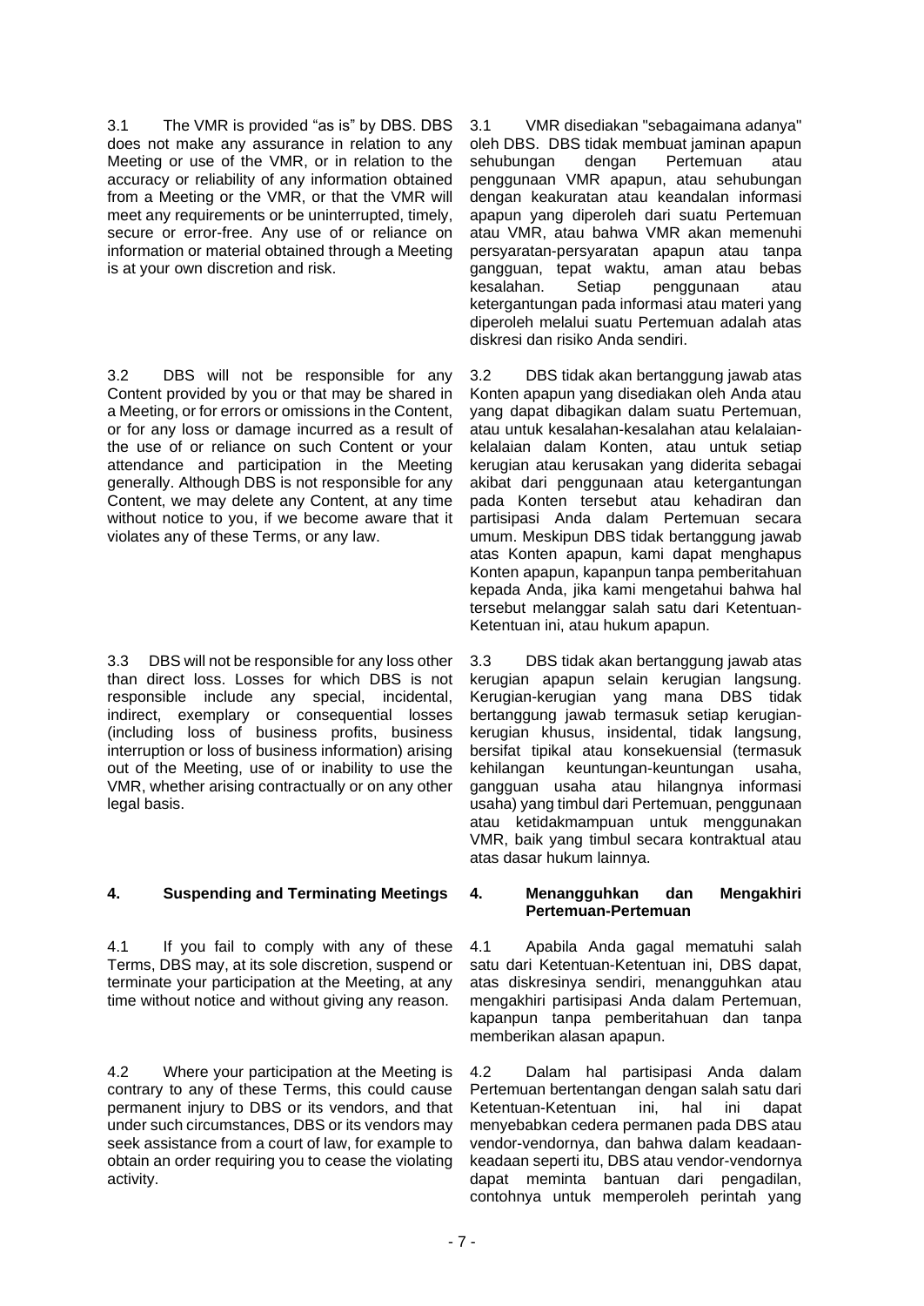3.1 The VMR is provided "as is" by DBS. DBS does not make any assurance in relation to any Meeting or use of the VMR, or in relation to the accuracy or reliability of any information obtained from a Meeting or the VMR, or that the VMR will meet any requirements or be uninterrupted, timely, secure or error-free. Any use of or reliance on information or material obtained through a Meeting is at your own discretion and risk.

3.1 VMR disediakan "sebagaimana adanya" oleh DBS. DBS tidak membuat jaminan apapun sehubungan dengan Pertemuan atau penggunaan VMR apapun, atau sehubungan dengan keakuratan atau keandalan informasi apapun yang diperoleh dari suatu Pertemuan atau VMR, atau bahwa VMR akan memenuhi persyaratan-persyaratan apapun atau tanpa gangguan, tepat waktu, aman atau bebas kesalahan. Setiap penggunaan atau ketergantungan pada informasi atau materi yang diperoleh melalui suatu Pertemuan adalah atas diskresi dan risiko Anda sendiri.

3.2 DBS will not be responsible for any Content provided by you or that may be shared in a Meeting, or for errors or omissions in the Content, or for any loss or damage incurred as a result of the use of or reliance on such Content or your attendance and participation in the Meeting generally. Although DBS is not responsible for any Content, we may delete any Content, at any time without notice to you, if we become aware that it violates any of these Terms, or any law.

3.2 DBS tidak akan bertanggung jawab atas Konten apapun yang disediakan oleh Anda atau yang dapat dibagikan dalam suatu Pertemuan, atau untuk kesalahan-kesalahan atau kelalaian-kelalaian dalam Konten, atau untuk setiap kerugian atau kerusakan yang diderita sebagai akibat dari penggunaan atau ketergantungan pada Konten tersebut atau kehadiran dan partisipasi Anda dalam Pertemuan secara umum. Meskipun DBS tidak bertanggung jawab atas Konten apapun, kami dapat menghapus Konten apapun, kapanpun tanpa pemberitahuan kepada Anda, jika kami mengetahui bahwa hal tersebut melanggar salah satu dari Ketentuan-Ketentuan ini, atau hukum apapun.

3.3 DBS will not be responsible for any loss other than direct loss. Losses for which DBS is not responsible include any special, incidental, indirect, exemplary or consequential losses (including loss of business profits, business interruption or loss of business information) arising out of the Meeting, use of or inability to use the VMR, whether arising contractually or on any other legal basis.

3.3 DBS tidak akan bertanggung jawab atas kerugian apapun selain kerugian langsung. Kerugian-kerugian yang mana DBS tidak bertanggung jawab termasuk setiap kerugian-kerugian khusus, insidental, tidak langsung, bersifat tipikal atau konsekuensial (termasuk kehilangan keuntungan-keuntungan usaha, gangguan usaha atau hilangnya informasi usaha) yang timbul dari Pertemuan, penggunaan atau ketidakmampuan untuk menggunakan VMR, baik yang timbul secara kontraktual atau atas dasar hukum lainnya.

## 4. Suspending and Terminating Meetings

## 4. Menangguhkan dan Mengakhiri Pertemuan-Pertemuan

4.1 If you fail to comply with any of these Terms, DBS may, at its sole discretion, suspend or terminate your participation at the Meeting, at any time without notice and without giving any reason.

4.1 Apabila Anda gagal mematuhi salah satu dari Ketentuan-Ketentuan ini, DBS dapat, atas diskresinya sendiri, menangguhkan atau mengakhiri partisipasi Anda dalam Pertemuan, kapanpun tanpa pemberitahuan dan tanpa memberikan alasan apapun.

4.2 Where your participation at the Meeting is contrary to any of these Terms, this could cause permanent injury to DBS or its vendors, and that under such circumstances, DBS or its vendors may seek assistance from a court of law, for example to obtain an order requiring you to cease the violating activity.

4.2 Dalam hal partisipasi Anda dalam Pertemuan bertentangan dengan salah satu dari Ketentuan-Ketentuan ini, hal ini dapat menyebabkan cedera permanen pada DBS atau vendor-vendornya, dan bahwa dalam keadaan-keadaan seperti itu, DBS atau vendor-vendornya dapat meminta bantuan dari pengadilan, contohnya untuk memperoleh perintah yang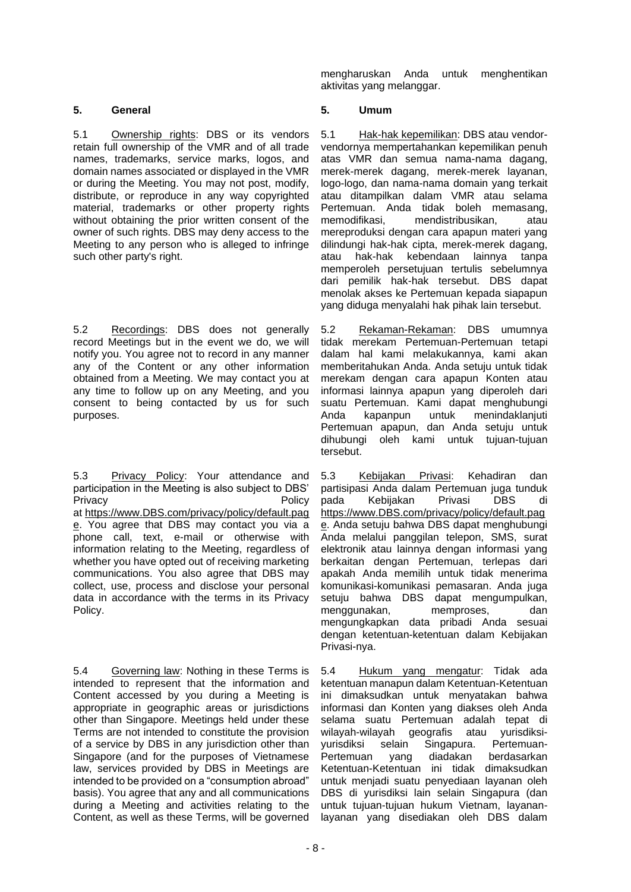mengharuskan Anda untuk menghentikan aktivitas yang melanggar.

## 5. General

5.1 Ownership rights: DBS or its vendors retain full ownership of the VMR and of all trade names, trademarks, service marks, logos, and domain names associated or displayed in the VMR or during the Meeting. You may not post, modify, distribute, or reproduce in any way copyrighted material, trademarks or other property rights without obtaining the prior written consent of the owner of such rights. DBS may deny access to the Meeting to any person who is alleged to infringe such other party's right.

5.2 Recordings: DBS does not generally record Meetings but in the event we do, we will notify you. You agree not to record in any manner any of the Content or any other information obtained from a Meeting. We may contact you at any time to follow up on any Meeting, and you consent to being contacted by us for such purposes.

5.3 Privacy Policy: Your attendance and participation in the Meeting is also subject to DBS' Privacy Policy at https://www.DBS.com/privacy/policy/default.page. You agree that DBS may contact you via a phone call, text, e-mail or otherwise with information relating to the Meeting, regardless of whether you have opted out of receiving marketing communications. You also agree that DBS may collect, use, process and disclose your personal data in accordance with the terms in its Privacy Policy.

5.4 Governing law: Nothing in these Terms is intended to represent that the information and Content accessed by you during a Meeting is appropriate in geographic areas or jurisdictions other than Singapore. Meetings held under these Terms are not intended to constitute the provision of a service by DBS in any jurisdiction other than Singapore (and for the purposes of Vietnamese law, services provided by DBS in Meetings are intended to be provided on a "consumption abroad" basis). You agree that any and all communications during a Meeting and activities relating to the Content, as well as these Terms, will be governed

## 5. Umum

5.1 Hak-hak kepemilikan: DBS atau vendor-vendornya mempertahankan kepemilikan penuh atas VMR dan semua nama-nama dagang, merek-merek dagang, merek-merek layanan, logo-logo, dan nama-nama domain yang terkait atau ditampilkan dalam VMR atau selama Pertemuan. Anda tidak boleh memasang, memodifikasi, mendistribusikan, atau mereproduksi dengan cara apapun materi yang dilindungi hak-hak cipta, merek-merek dagang, atau hak-hak kebendaan lainnya tanpa memperoleh persetujuan tertulis sebelumnya dari pemilik hak-hak tersebut. DBS dapat menolak akses ke Pertemuan kepada siapapun yang diduga menyalahi hak pihak lain tersebut.

5.2 Rekaman-Rekaman: DBS umumnya tidak merekam Pertemuan-Pertemuan tetapi dalam hal kami melakukannya, kami akan memberitahukan Anda. Anda setuju untuk tidak merekam dengan cara apapun Konten atau informasi lainnya apapun yang diperoleh dari suatu Pertemuan. Kami dapat menghubungi Anda kapanpun untuk menindaklanjuti Pertemuan apapun, dan Anda setuju untuk dihubungi oleh kami untuk tujuan-tujuan tersebut.

5.3 Kebijakan Privasi: Kehadiran dan partisipasi Anda dalam Pertemuan juga tunduk pada Kebijakan Privasi DBS di https://www.DBS.com/privacy/policy/default.page. Anda setuju bahwa DBS dapat menghubungi Anda melalui panggilan telepon, SMS, surat elektronik atau lainnya dengan informasi yang berkaitan dengan Pertemuan, terlepas dari apakah Anda memilih untuk tidak menerima komunikasi-komunikasi pemasaran. Anda juga setuju bahwa DBS dapat mengumpulkan, menggunakan, memproses, dan mengungkapkan data pribadi Anda sesuai dengan ketentuan-ketentuan dalam Kebijakan Privasi-nya.

5.4 Hukum yang mengatur: Tidak ada ketentuan manapun dalam Ketentuan-Ketentuan ini dimaksudkan untuk menyatakan bahwa informasi dan Konten yang diakses oleh Anda selama suatu Pertemuan adalah tepat di wilayah-wilayah geografis atau yurisdiksi-yurisdiksi selain Singapura. Pertemuan-Pertemuan yang diadakan berdasarkan Ketentuan-Ketentuan ini tidak dimaksudkan untuk menjadi suatu penyediaan layanan oleh DBS di yurisdiksi lain selain Singapura (dan untuk tujuan-tujuan hukum Vietnam, layanan-layanan yang disediakan oleh DBS dalam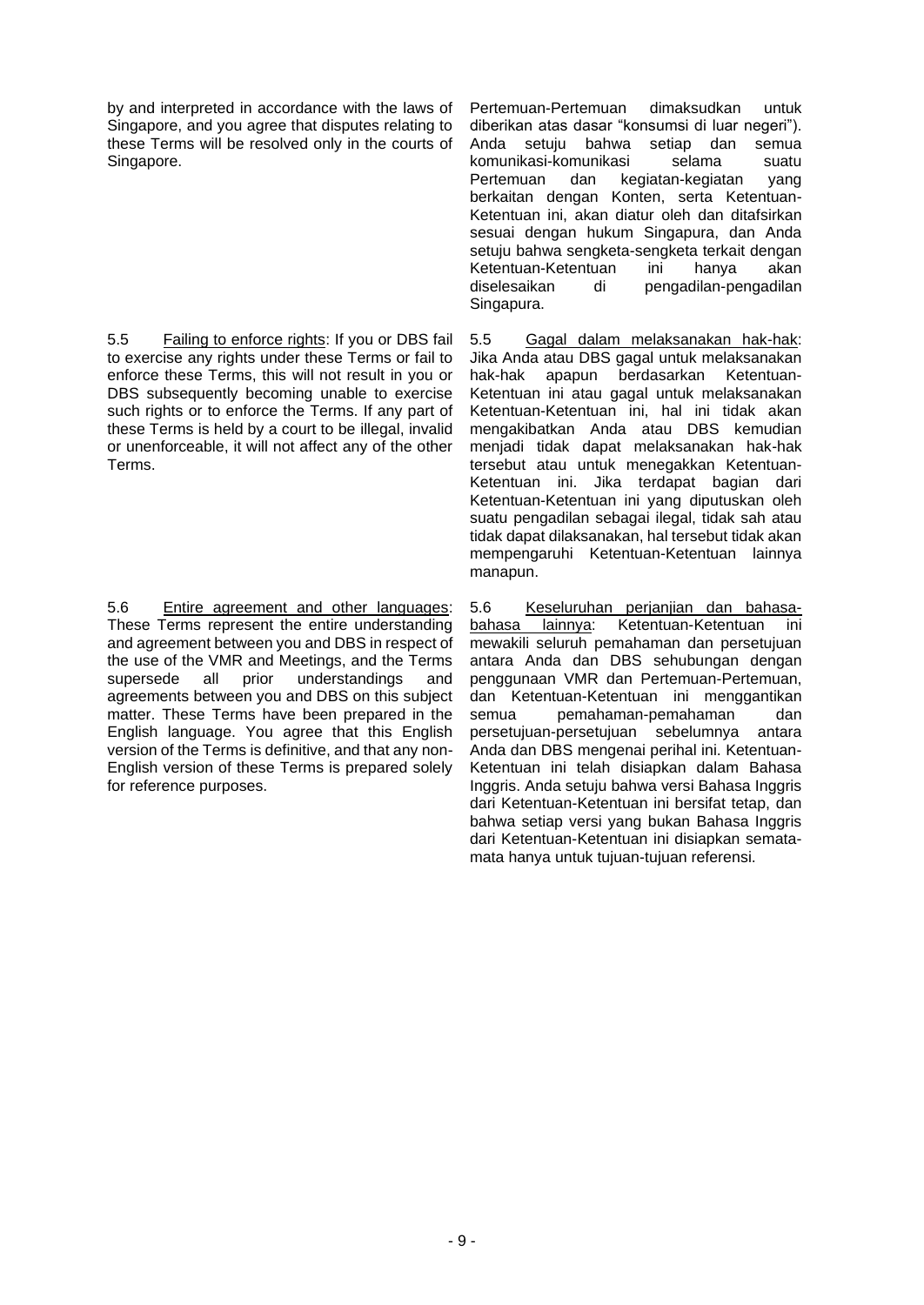by and interpreted in accordance with the laws of Singapore, and you agree that disputes relating to these Terms will be resolved only in the courts of Singapore.

Pertemuan-Pertemuan dimaksudkan untuk diberikan atas dasar "konsumsi di luar negeri"). Anda setuju bahwa setiap dan semua komunikasi-komunikasi selama suatu Pertemuan dan kegiatan-kegiatan yang berkaitan dengan Konten, serta Ketentuan-Ketentuan ini, akan diatur oleh dan ditafsirkan sesuai dengan hukum Singapura, dan Anda setuju bahwa sengketa-sengketa terkait dengan Ketentuan-Ketentuan ini hanya akan diselesaikan di pengadilan-pengadilan Singapura.

5.5 Failing to enforce rights: If you or DBS fail to exercise any rights under these Terms or fail to enforce these Terms, this will not result in you or DBS subsequently becoming unable to exercise such rights or to enforce the Terms. If any part of these Terms is held by a court to be illegal, invalid or unenforceable, it will not affect any of the other Terms.

5.5 Gagal dalam melaksanakan hak-hak: Jika Anda atau DBS gagal untuk melaksanakan hak-hak apapun berdasarkan Ketentuan-Ketentuan ini atau gagal untuk melaksanakan Ketentuan-Ketentuan ini, hal ini tidak akan mengakibatkan Anda atau DBS kemudian menjadi tidak dapat melaksanakan hak-hak tersebut atau untuk menegakkan Ketentuan-Ketentuan ini. Jika terdapat bagian dari Ketentuan-Ketentuan ini yang diputuskan oleh suatu pengadilan sebagai ilegal, tidak sah atau tidak dapat dilaksanakan, hal tersebut tidak akan mempengaruhi Ketentuan-Ketentuan lainnya manapun.

5.6 Entire agreement and other languages: These Terms represent the entire understanding and agreement between you and DBS in respect of the use of the VMR and Meetings, and the Terms supersede all prior understandings and agreements between you and DBS on this subject matter. These Terms have been prepared in the English language. You agree that this English version of the Terms is definitive, and that any non-English version of these Terms is prepared solely for reference purposes.

5.6 Keseluruhan perjanjian dan bahasa-bahasa lainnya: Ketentuan-Ketentuan ini mewakili seluruh pemahaman dan persetujuan antara Anda dan DBS sehubungan dengan penggunaan VMR dan Pertemuan-Pertemuan, dan Ketentuan-Ketentuan ini menggantikan semua pemahaman-pemahaman dan persetujuan-persetujuan sebelumnya antara Anda dan DBS mengenai perihal ini. Ketentuan-Ketentuan ini telah disiapkan dalam Bahasa Inggris. Anda setuju bahwa versi Bahasa Inggris dari Ketentuan-Ketentuan ini bersifat tetap, dan bahwa setiap versi yang bukan Bahasa Inggris dari Ketentuan-Ketentuan ini disiapkan semata-mata hanya untuk tujuan-tujuan referensi.